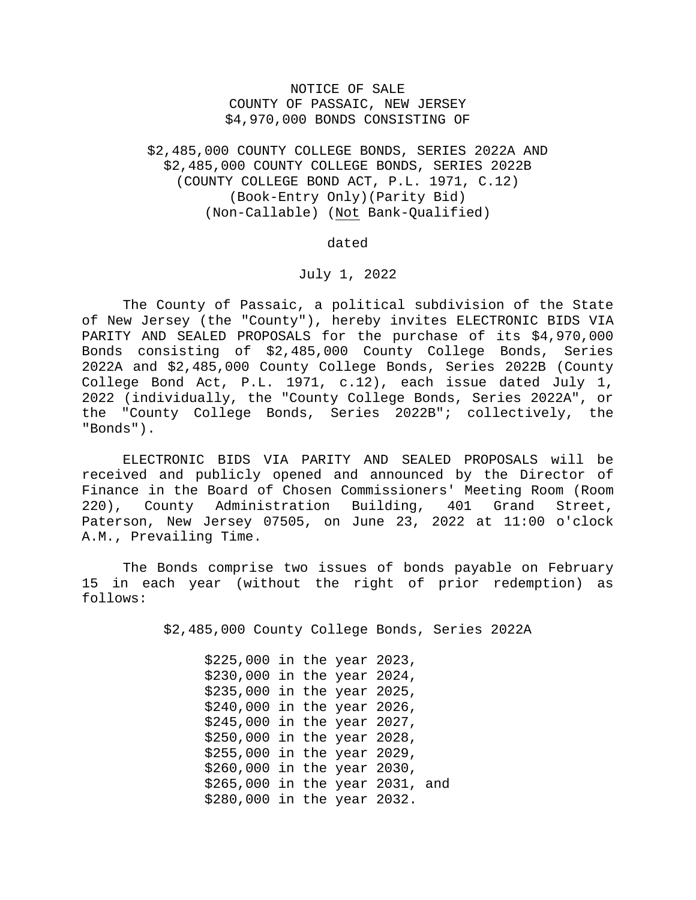# NOTICE OF SALE
## COUNTY OF PASSAIC, NEW JERSEY
## $4,970,000 BONDS CONSISTING OF

## $2,485,000 COUNTY COLLEGE BONDS, SERIES 2022A AND
## $2,485,000 COUNTY COLLEGE BONDS, SERIES 2022B
### (COUNTY COLLEGE BOND ACT, P.L. 1971, C.12)
### (Book-Entry Only)(Parity Bid)
### (Non-Callable) (Not Bank-Qualified)

dated

July 1, 2022

The County of Passaic, a political subdivision of the State of New Jersey (the "County"), hereby invites ELECTRONIC BIDS VIA PARITY AND SEALED PROPOSALS for the purchase of its $4,970,000 Bonds consisting of $2,485,000 County College Bonds, Series 2022A and $2,485,000 County College Bonds, Series 2022B (County College Bond Act, P.L. 1971, c.12), each issue dated July 1, 2022 (individually, the "County College Bonds, Series 2022A", or the "County College Bonds, Series 2022B"; collectively, the "Bonds").

ELECTRONIC BIDS VIA PARITY AND SEALED PROPOSALS will be received and publicly opened and announced by the Director of Finance in the Board of Chosen Commissioners' Meeting Room (Room 220), County Administration Building, 401 Grand Street, Paterson, New Jersey 07505, on June 23, 2022 at 11:00 o'clock A.M., Prevailing Time.

The Bonds comprise two issues of bonds payable on February 15 in each year (without the right of prior redemption) as follows:

$2,485,000 County College Bonds, Series 2022A

- $225,000 in the year 2023,
- $230,000 in the year 2024,
- $235,000 in the year 2025,
- $240,000 in the year 2026,
- $245,000 in the year 2027,
- $250,000 in the year 2028,
- $255,000 in the year 2029,
- $260,000 in the year 2030,
- $265,000 in the year 2031, and
- $280,000 in the year 2032.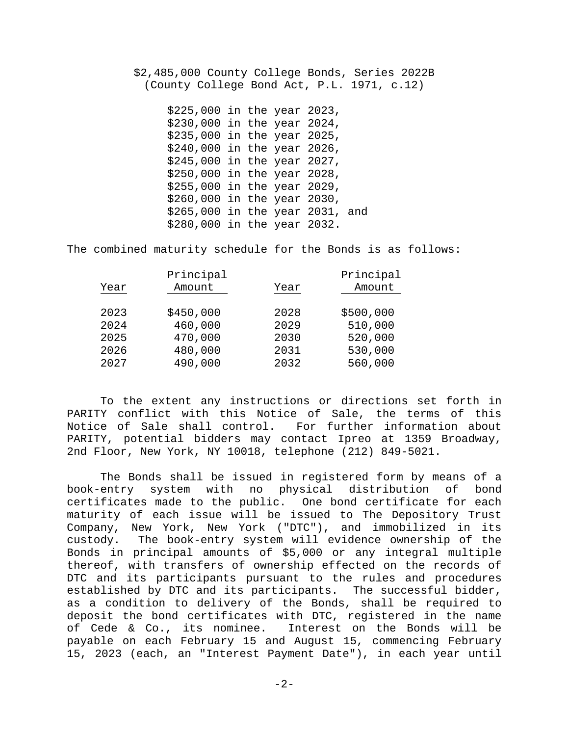$2,485,000 County College Bonds, Series 2022B
(County College Bond Act, P.L. 1971, c.12)

$225,000 in the year 2023,
$230,000 in the year 2024,
$235,000 in the year 2025,
$240,000 in the year 2026,
$245,000 in the year 2027,
$250,000 in the year 2028,
$255,000 in the year 2029,
$260,000 in the year 2030,
$265,000 in the year 2031, and
$280,000 in the year 2032.

The combined maturity schedule for the Bonds is as follows:

| Year | Principal Amount | Year | Principal Amount |
|---|---|---|---|
| 2023 | $450,000 | 2028 | $500,000 |
| 2024 | 460,000 | 2029 | 510,000 |
| 2025 | 470,000 | 2030 | 520,000 |
| 2026 | 480,000 | 2031 | 530,000 |
| 2027 | 490,000 | 2032 | 560,000 |

To the extent any instructions or directions set forth in PARITY conflict with this Notice of Sale, the terms of this Notice of Sale shall control. For further information about PARITY, potential bidders may contact Ipreo at 1359 Broadway, 2nd Floor, New York, NY 10018, telephone (212) 849-5021.

The Bonds shall be issued in registered form by means of a book-entry system with no physical distribution of bond certificates made to the public. One bond certificate for each maturity of each issue will be issued to The Depository Trust Company, New York, New York ("DTC"), and immobilized in its custody. The book-entry system will evidence ownership of the Bonds in principal amounts of $5,000 or any integral multiple thereof, with transfers of ownership effected on the records of DTC and its participants pursuant to the rules and procedures established by DTC and its participants. The successful bidder, as a condition to delivery of the Bonds, shall be required to deposit the bond certificates with DTC, registered in the name of Cede & Co., its nominee. Interest on the Bonds will be payable on each February 15 and August 15, commencing February 15, 2023 (each, an "Interest Payment Date"), in each year until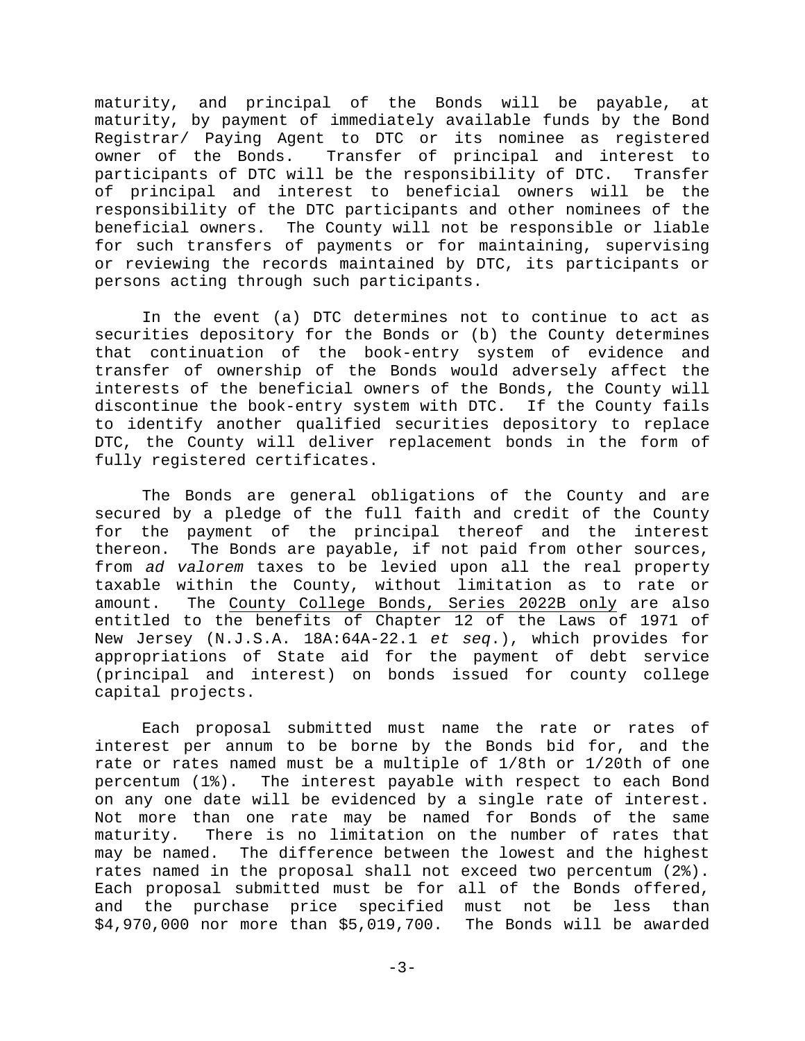maturity, and principal of the Bonds will be payable, at maturity, by payment of immediately available funds by the Bond Registrar/ Paying Agent to DTC or its nominee as registered owner of the Bonds. Transfer of principal and interest to participants of DTC will be the responsibility of DTC. Transfer of principal and interest to beneficial owners will be the responsibility of the DTC participants and other nominees of the beneficial owners. The County will not be responsible or liable for such transfers of payments or for maintaining, supervising or reviewing the records maintained by DTC, its participants or persons acting through such participants.

In the event (a) DTC determines not to continue to act as securities depository for the Bonds or (b) the County determines that continuation of the book-entry system of evidence and transfer of ownership of the Bonds would adversely affect the interests of the beneficial owners of the Bonds, the County will discontinue the book-entry system with DTC. If the County fails to identify another qualified securities depository to replace DTC, the County will deliver replacement bonds in the form of fully registered certificates.

The Bonds are general obligations of the County and are secured by a pledge of the full faith and credit of the County for the payment of the principal thereof and the interest thereon. The Bonds are payable, if not paid from other sources, from *ad valorem* taxes to be levied upon all the real property taxable within the County, without limitation as to rate or amount. The <u>County College Bonds, Series 2022B only</u> are also entitled to the benefits of Chapter 12 of the Laws of 1971 of New Jersey (N.J.S.A. 18A:64A-22.1 *et seq*.), which provides for appropriations of State aid for the payment of debt service (principal and interest) on bonds issued for county college capital projects.

Each proposal submitted must name the rate or rates of interest per annum to be borne by the Bonds bid for, and the rate or rates named must be a multiple of 1/8th or 1/20th of one percentum (1%). The interest payable with respect to each Bond on any one date will be evidenced by a single rate of interest. Not more than one rate may be named for Bonds of the same maturity. There is no limitation on the number of rates that may be named. The difference between the lowest and the highest rates named in the proposal shall not exceed two percentum (2%). Each proposal submitted must be for all of the Bonds offered, and the purchase price specified must not be less than $4,970,000 nor more than $5,019,700. The Bonds will be awarded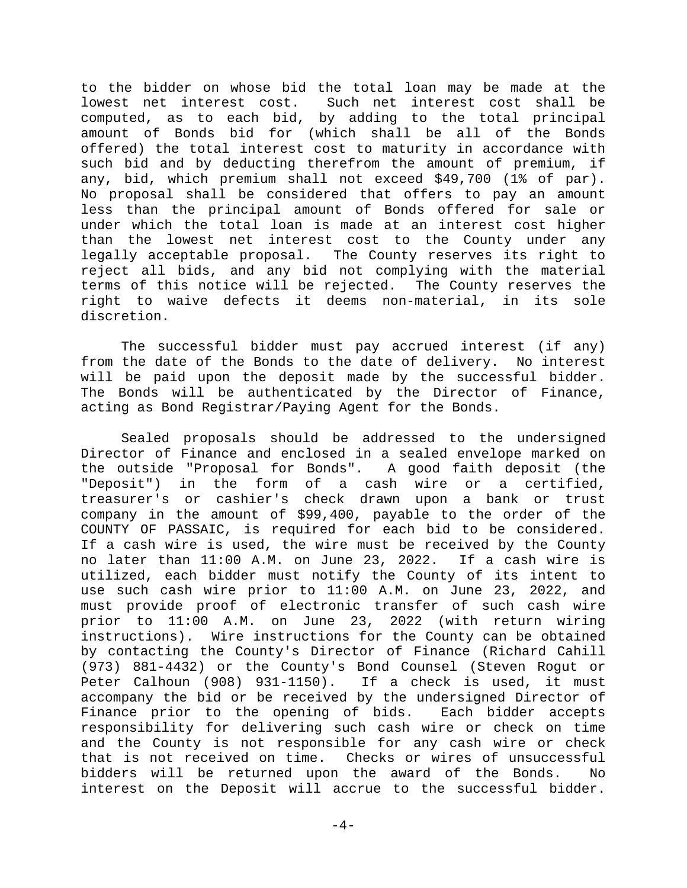to the bidder on whose bid the total loan may be made at the lowest net interest cost. Such net interest cost shall be computed, as to each bid, by adding to the total principal amount of Bonds bid for (which shall be all of the Bonds offered) the total interest cost to maturity in accordance with such bid and by deducting therefrom the amount of premium, if any, bid, which premium shall not exceed $49,700 (1% of par). No proposal shall be considered that offers to pay an amount less than the principal amount of Bonds offered for sale or under which the total loan is made at an interest cost higher than the lowest net interest cost to the County under any legally acceptable proposal. The County reserves its right to reject all bids, and any bid not complying with the material terms of this notice will be rejected. The County reserves the right to waive defects it deems non-material, in its sole discretion.

The successful bidder must pay accrued interest (if any) from the date of the Bonds to the date of delivery. No interest will be paid upon the deposit made by the successful bidder. The Bonds will be authenticated by the Director of Finance, acting as Bond Registrar/Paying Agent for the Bonds.

Sealed proposals should be addressed to the undersigned Director of Finance and enclosed in a sealed envelope marked on the outside "Proposal for Bonds". A good faith deposit (the "Deposit") in the form of a cash wire or a certified, treasurer's or cashier's check drawn upon a bank or trust company in the amount of $99,400, payable to the order of the COUNTY OF PASSAIC, is required for each bid to be considered. If a cash wire is used, the wire must be received by the County no later than 11:00 A.M. on June 23, 2022. If a cash wire is utilized, each bidder must notify the County of its intent to use such cash wire prior to 11:00 A.M. on June 23, 2022, and must provide proof of electronic transfer of such cash wire prior to 11:00 A.M. on June 23, 2022 (with return wiring instructions). Wire instructions for the County can be obtained by contacting the County's Director of Finance (Richard Cahill (973) 881-4432) or the County's Bond Counsel (Steven Rogut or Peter Calhoun (908) 931-1150). If a check is used, it must accompany the bid or be received by the undersigned Director of Finance prior to the opening of bids. Each bidder accepts responsibility for delivering such cash wire or check on time and the County is not responsible for any cash wire or check that is not received on time. Checks or wires of unsuccessful bidders will be returned upon the award of the Bonds. No interest on the Deposit will accrue to the successful bidder.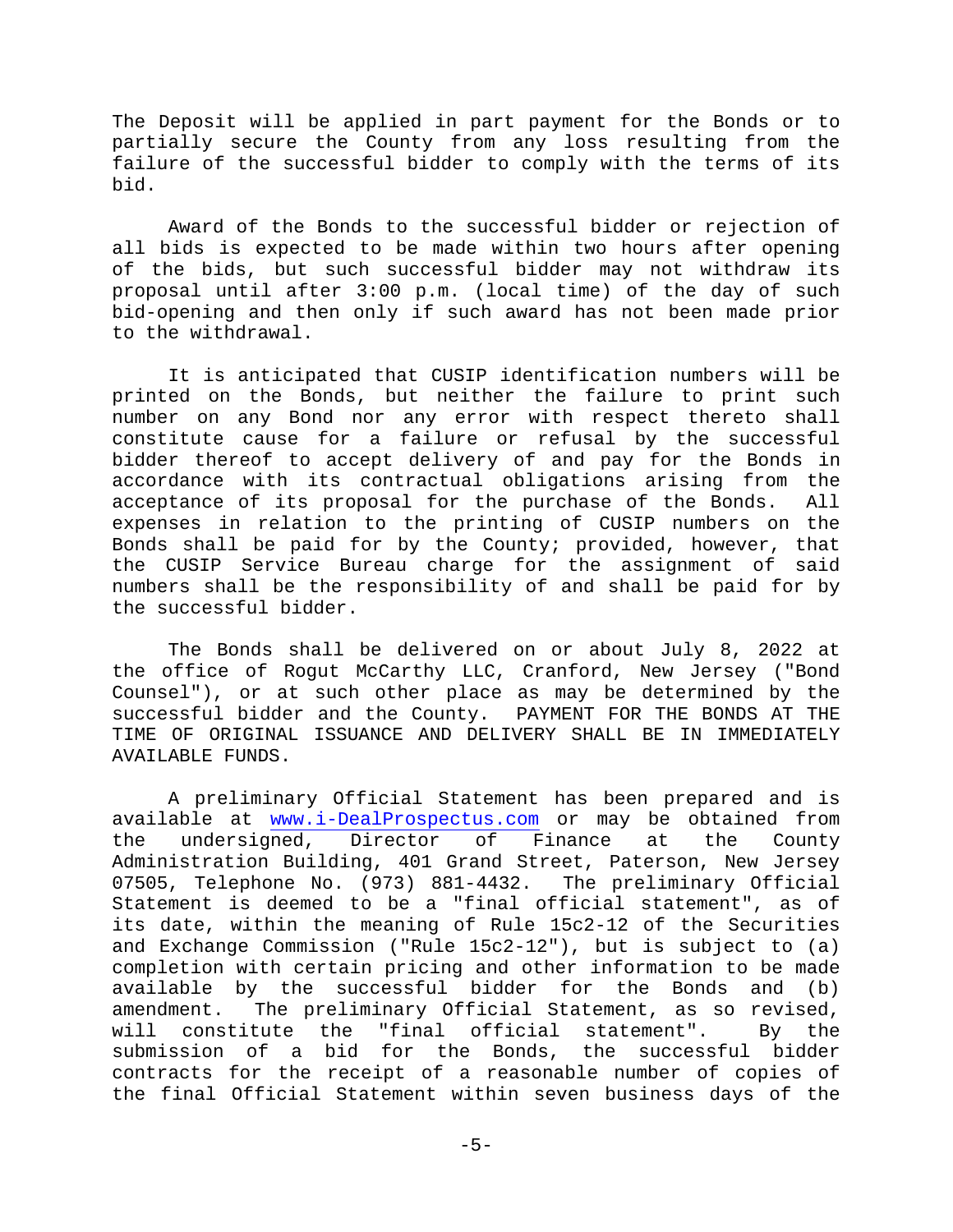The Deposit will be applied in part payment for the Bonds or to partially secure the County from any loss resulting from the failure of the successful bidder to comply with the terms of its bid.

Award of the Bonds to the successful bidder or rejection of all bids is expected to be made within two hours after opening of the bids, but such successful bidder may not withdraw its proposal until after 3:00 p.m. (local time) of the day of such bid-opening and then only if such award has not been made prior to the withdrawal.

It is anticipated that CUSIP identification numbers will be printed on the Bonds, but neither the failure to print such number on any Bond nor any error with respect thereto shall constitute cause for a failure or refusal by the successful bidder thereof to accept delivery of and pay for the Bonds in accordance with its contractual obligations arising from the acceptance of its proposal for the purchase of the Bonds. All expenses in relation to the printing of CUSIP numbers on the Bonds shall be paid for by the County; provided, however, that the CUSIP Service Bureau charge for the assignment of said numbers shall be the responsibility of and shall be paid for by the successful bidder.

The Bonds shall be delivered on or about July 8, 2022 at the office of Rogut McCarthy LLC, Cranford, New Jersey ("Bond Counsel"), or at such other place as may be determined by the successful bidder and the County. PAYMENT FOR THE BONDS AT THE TIME OF ORIGINAL ISSUANCE AND DELIVERY SHALL BE IN IMMEDIATELY AVAILABLE FUNDS.

A preliminary Official Statement has been prepared and is available at www.i-DealProspectus.com or may be obtained from the undersigned, Director of Finance at the County Administration Building, 401 Grand Street, Paterson, New Jersey 07505, Telephone No. (973) 881-4432. The preliminary Official Statement is deemed to be a "final official statement", as of its date, within the meaning of Rule 15c2-12 of the Securities and Exchange Commission ("Rule 15c2-12"), but is subject to (a) completion with certain pricing and other information to be made available by the successful bidder for the Bonds and (b) amendment. The preliminary Official Statement, as so revised, will constitute the "final official statement". By the submission of a bid for the Bonds, the successful bidder contracts for the receipt of a reasonable number of copies of the final Official Statement within seven business days of the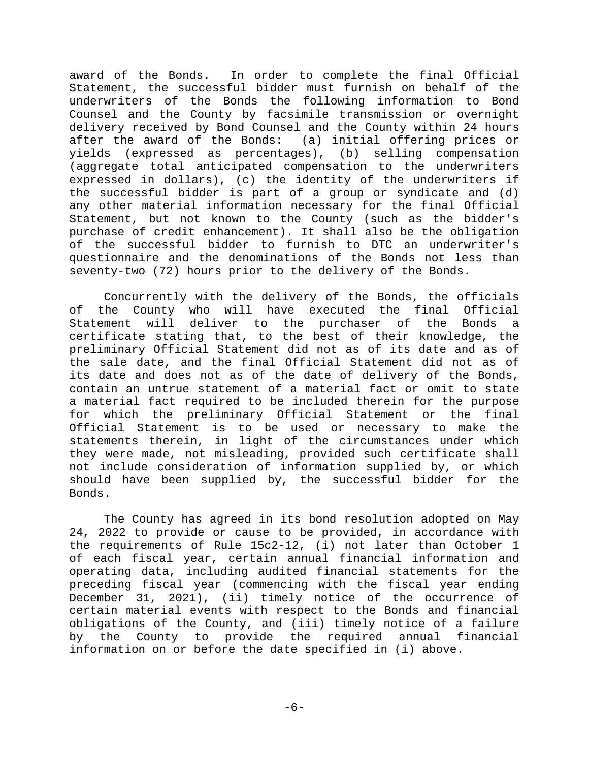award of the Bonds. In order to complete the final Official Statement, the successful bidder must furnish on behalf of the underwriters of the Bonds the following information to Bond Counsel and the County by facsimile transmission or overnight delivery received by Bond Counsel and the County within 24 hours after the award of the Bonds: (a) initial offering prices or yields (expressed as percentages), (b) selling compensation (aggregate total anticipated compensation to the underwriters expressed in dollars), (c) the identity of the underwriters if the successful bidder is part of a group or syndicate and (d) any other material information necessary for the final Official Statement, but not known to the County (such as the bidder's purchase of credit enhancement). It shall also be the obligation of the successful bidder to furnish to DTC an underwriter's questionnaire and the denominations of the Bonds not less than seventy-two (72) hours prior to the delivery of the Bonds.

Concurrently with the delivery of the Bonds, the officials of the County who will have executed the final Official Statement will deliver to the purchaser of the Bonds a certificate stating that, to the best of their knowledge, the preliminary Official Statement did not as of its date and as of the sale date, and the final Official Statement did not as of its date and does not as of the date of delivery of the Bonds, contain an untrue statement of a material fact or omit to state a material fact required to be included therein for the purpose for which the preliminary Official Statement or the final Official Statement is to be used or necessary to make the statements therein, in light of the circumstances under which they were made, not misleading, provided such certificate shall not include consideration of information supplied by, or which should have been supplied by, the successful bidder for the Bonds.

The County has agreed in its bond resolution adopted on May 24, 2022 to provide or cause to be provided, in accordance with the requirements of Rule 15c2-12, (i) not later than October 1 of each fiscal year, certain annual financial information and operating data, including audited financial statements for the preceding fiscal year (commencing with the fiscal year ending December 31, 2021), (ii) timely notice of the occurrence of certain material events with respect to the Bonds and financial obligations of the County, and (iii) timely notice of a failure by the County to provide the required annual financial information on or before the date specified in (i) above.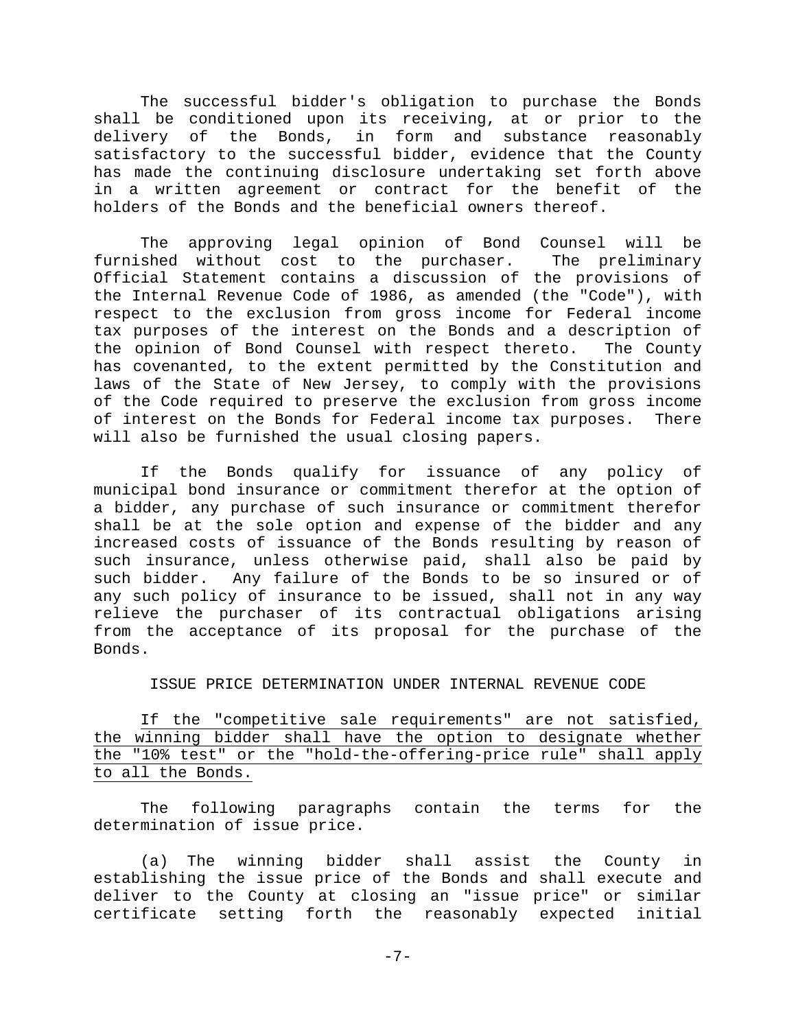The successful bidder's obligation to purchase the Bonds shall be conditioned upon its receiving, at or prior to the delivery of the Bonds, in form and substance reasonably satisfactory to the successful bidder, evidence that the County has made the continuing disclosure undertaking set forth above in a written agreement or contract for the benefit of the holders of the Bonds and the beneficial owners thereof.

The approving legal opinion of Bond Counsel will be furnished without cost to the purchaser. The preliminary Official Statement contains a discussion of the provisions of the Internal Revenue Code of 1986, as amended (the "Code"), with respect to the exclusion from gross income for Federal income tax purposes of the interest on the Bonds and a description of the opinion of Bond Counsel with respect thereto. The County has covenanted, to the extent permitted by the Constitution and laws of the State of New Jersey, to comply with the provisions of the Code required to preserve the exclusion from gross income of interest on the Bonds for Federal income tax purposes. There will also be furnished the usual closing papers.

If the Bonds qualify for issuance of any policy of municipal bond insurance or commitment therefor at the option of a bidder, any purchase of such insurance or commitment therefor shall be at the sole option and expense of the bidder and any increased costs of issuance of the Bonds resulting by reason of such insurance, unless otherwise paid, shall also be paid by such bidder. Any failure of the Bonds to be so insured or of any such policy of insurance to be issued, shall not in any way relieve the purchaser of its contractual obligations arising from the acceptance of its proposal for the purchase of the Bonds.

## ISSUE PRICE DETERMINATION UNDER INTERNAL REVENUE CODE

<u>If the "competitive sale requirements" are not satisfied, the winning bidder shall have the option to designate whether the "10% test" or the "hold-the-offering-price rule" shall apply to all the Bonds.</u>

The following paragraphs contain the terms for the determination of issue price.

(a) The winning bidder shall assist the County in establishing the issue price of the Bonds and shall execute and deliver to the County at closing an "issue price" or similar certificate setting forth the reasonably expected initial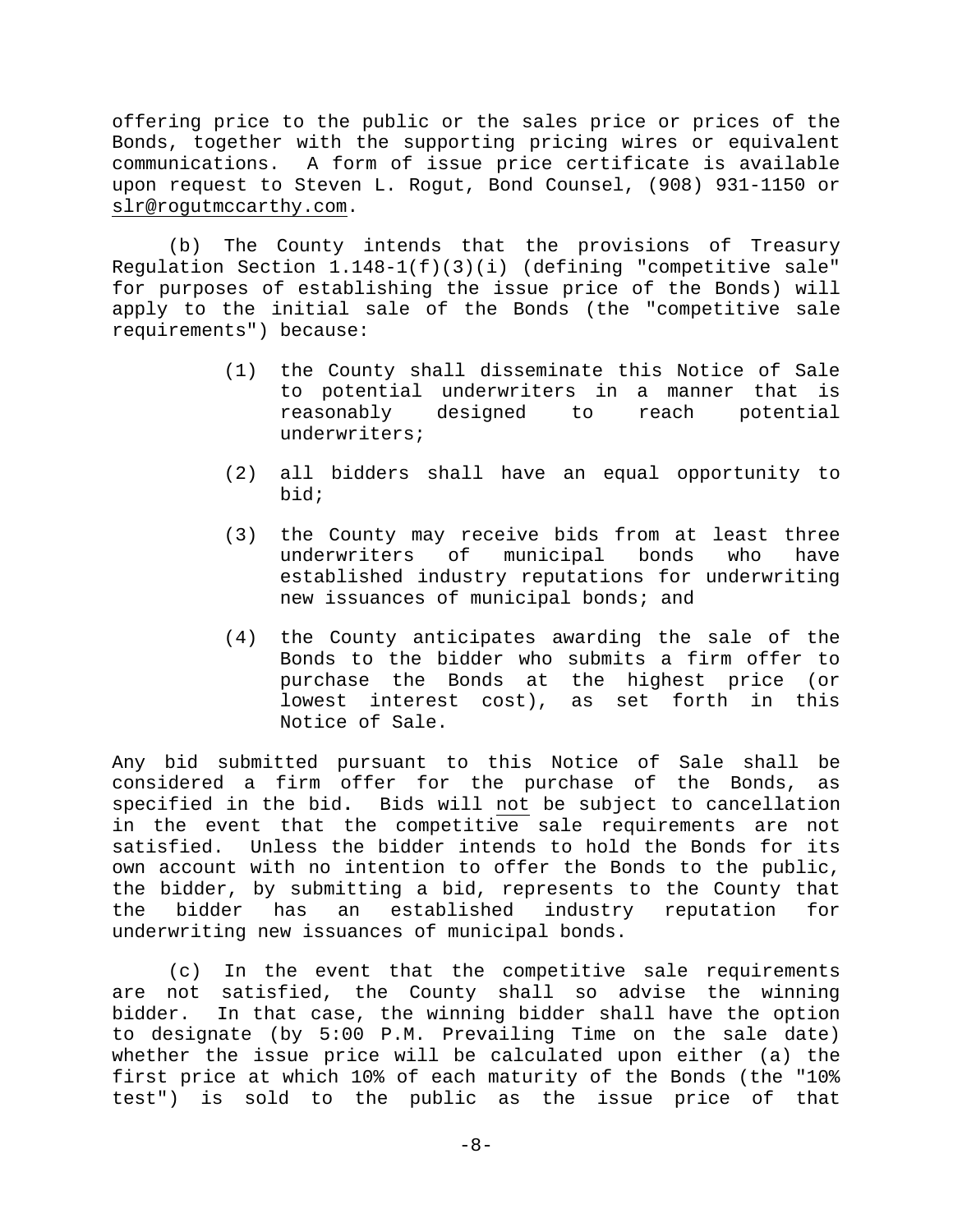offering price to the public or the sales price or prices of the Bonds, together with the supporting pricing wires or equivalent communications. A form of issue price certificate is available upon request to Steven L. Rogut, Bond Counsel, (908) 931-1150 or slr@rogutmccarthy.com.

(b) The County intends that the provisions of Treasury Regulation Section 1.148-1(f)(3)(i) (defining "competitive sale" for purposes of establishing the issue price of the Bonds) will apply to the initial sale of the Bonds (the "competitive sale requirements") because:

(1) the County shall disseminate this Notice of Sale to potential underwriters in a manner that is reasonably designed to reach potential underwriters;

(2) all bidders shall have an equal opportunity to bid;

(3) the County may receive bids from at least three underwriters of municipal bonds who have established industry reputations for underwriting new issuances of municipal bonds; and

(4) the County anticipates awarding the sale of the Bonds to the bidder who submits a firm offer to purchase the Bonds at the highest price (or lowest interest cost), as set forth in this Notice of Sale.

Any bid submitted pursuant to this Notice of Sale shall be considered a firm offer for the purchase of the Bonds, as specified in the bid. Bids will <u>not</u> be subject to cancellation in the event that the competitive sale requirements are not satisfied. Unless the bidder intends to hold the Bonds for its own account with no intention to offer the Bonds to the public, the bidder, by submitting a bid, represents to the County that the bidder has an established industry reputation for underwriting new issuances of municipal bonds.

(c) In the event that the competitive sale requirements are not satisfied, the County shall so advise the winning bidder. In that case, the winning bidder shall have the option to designate (by 5:00 P.M. Prevailing Time on the sale date) whether the issue price will be calculated upon either (a) the first price at which 10% of each maturity of the Bonds (the "10% test") is sold to the public as the issue price of that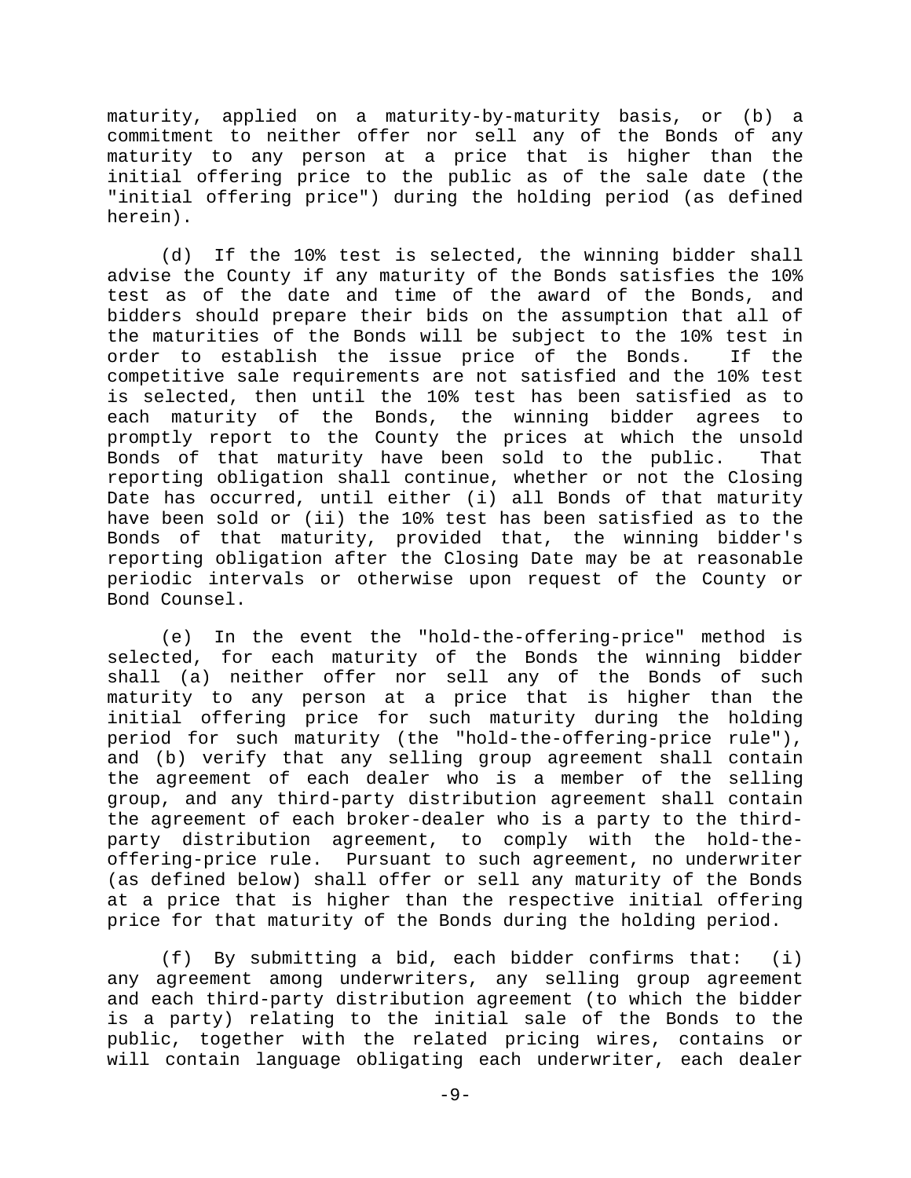maturity, applied on a maturity-by-maturity basis, or (b) a commitment to neither offer nor sell any of the Bonds of any maturity to any person at a price that is higher than the initial offering price to the public as of the sale date (the "initial offering price") during the holding period (as defined herein).

(d) If the 10% test is selected, the winning bidder shall advise the County if any maturity of the Bonds satisfies the 10% test as of the date and time of the award of the Bonds, and bidders should prepare their bids on the assumption that all of the maturities of the Bonds will be subject to the 10% test in order to establish the issue price of the Bonds. If the competitive sale requirements are not satisfied and the 10% test is selected, then until the 10% test has been satisfied as to each maturity of the Bonds, the winning bidder agrees to promptly report to the County the prices at which the unsold Bonds of that maturity have been sold to the public. That reporting obligation shall continue, whether or not the Closing Date has occurred, until either (i) all Bonds of that maturity have been sold or (ii) the 10% test has been satisfied as to the Bonds of that maturity, provided that, the winning bidder's reporting obligation after the Closing Date may be at reasonable periodic intervals or otherwise upon request of the County or Bond Counsel.

(e) In the event the "hold-the-offering-price" method is selected, for each maturity of the Bonds the winning bidder shall (a) neither offer nor sell any of the Bonds of such maturity to any person at a price that is higher than the initial offering price for such maturity during the holding period for such maturity (the "hold-the-offering-price rule"), and (b) verify that any selling group agreement shall contain the agreement of each dealer who is a member of the selling group, and any third-party distribution agreement shall contain the agreement of each broker-dealer who is a party to the third-party distribution agreement, to comply with the hold-the-offering-price rule. Pursuant to such agreement, no underwriter (as defined below) shall offer or sell any maturity of the Bonds at a price that is higher than the respective initial offering price for that maturity of the Bonds during the holding period.

(f) By submitting a bid, each bidder confirms that: (i) any agreement among underwriters, any selling group agreement and each third-party distribution agreement (to which the bidder is a party) relating to the initial sale of the Bonds to the public, together with the related pricing wires, contains or will contain language obligating each underwriter, each dealer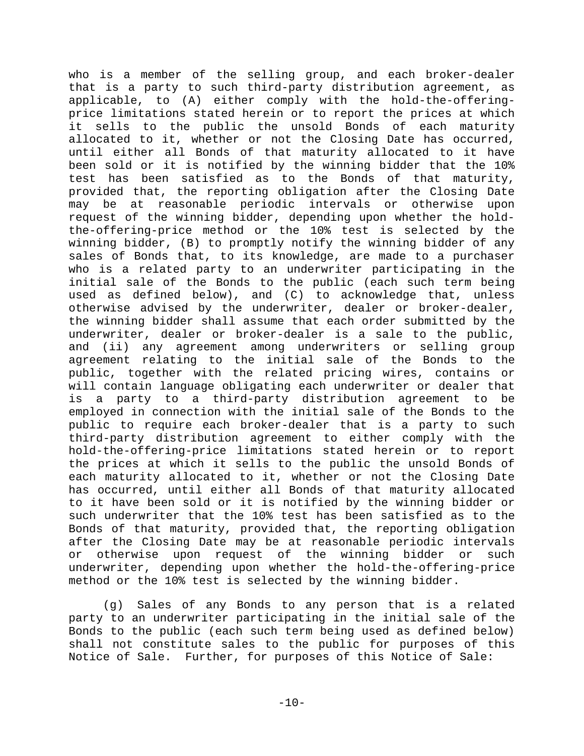who is a member of the selling group, and each broker-dealer that is a party to such third-party distribution agreement, as applicable, to (A) either comply with the hold-the-offering-price limitations stated herein or to report the prices at which it sells to the public the unsold Bonds of each maturity allocated to it, whether or not the Closing Date has occurred, until either all Bonds of that maturity allocated to it have been sold or it is notified by the winning bidder that the 10% test has been satisfied as to the Bonds of that maturity, provided that, the reporting obligation after the Closing Date may be at reasonable periodic intervals or otherwise upon request of the winning bidder, depending upon whether the hold-the-offering-price method or the 10% test is selected by the winning bidder, (B) to promptly notify the winning bidder of any sales of Bonds that, to its knowledge, are made to a purchaser who is a related party to an underwriter participating in the initial sale of the Bonds to the public (each such term being used as defined below), and (C) to acknowledge that, unless otherwise advised by the underwriter, dealer or broker-dealer, the winning bidder shall assume that each order submitted by the underwriter, dealer or broker-dealer is a sale to the public, and (ii) any agreement among underwriters or selling group agreement relating to the initial sale of the Bonds to the public, together with the related pricing wires, contains or will contain language obligating each underwriter or dealer that is a party to a third-party distribution agreement to be employed in connection with the initial sale of the Bonds to the public to require each broker-dealer that is a party to such third-party distribution agreement to either comply with the hold-the-offering-price limitations stated herein or to report the prices at which it sells to the public the unsold Bonds of each maturity allocated to it, whether or not the Closing Date has occurred, until either all Bonds of that maturity allocated to it have been sold or it is notified by the winning bidder or such underwriter that the 10% test has been satisfied as to the Bonds of that maturity, provided that, the reporting obligation after the Closing Date may be at reasonable periodic intervals or otherwise upon request of the winning bidder or such underwriter, depending upon whether the hold-the-offering-price method or the 10% test is selected by the winning bidder.

(g) Sales of any Bonds to any person that is a related party to an underwriter participating in the initial sale of the Bonds to the public (each such term being used as defined below) shall not constitute sales to the public for purposes of this Notice of Sale. Further, for purposes of this Notice of Sale: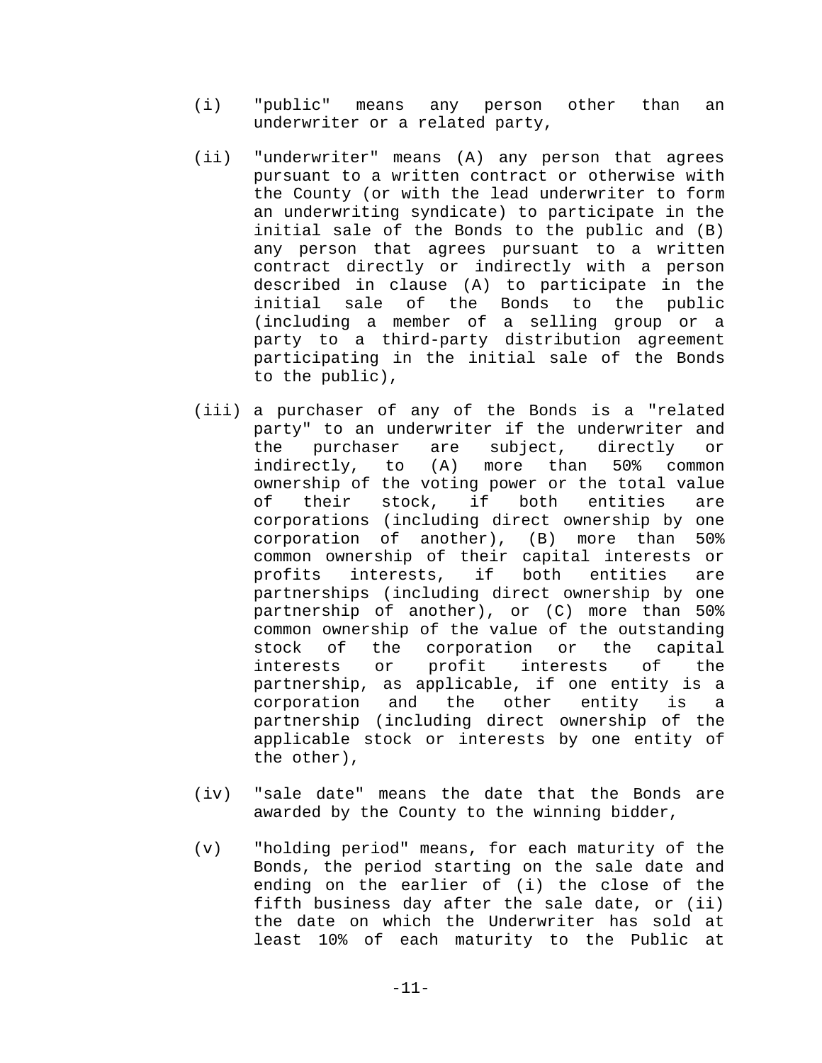(i) "public" means any person other than an underwriter or a related party,

(ii) "underwriter" means (A) any person that agrees pursuant to a written contract or otherwise with the County (or with the lead underwriter to form an underwriting syndicate) to participate in the initial sale of the Bonds to the public and (B) any person that agrees pursuant to a written contract directly or indirectly with a person described in clause (A) to participate in the initial sale of the Bonds to the public (including a member of a selling group or a party to a third-party distribution agreement participating in the initial sale of the Bonds to the public),

(iii) a purchaser of any of the Bonds is a "related party" to an underwriter if the underwriter and the purchaser are subject, directly or indirectly, to (A) more than 50% common ownership of the voting power or the total value of their stock, if both entities are corporations (including direct ownership by one corporation of another), (B) more than 50% common ownership of their capital interests or profits interests, if both entities are partnerships (including direct ownership by one partnership of another), or (C) more than 50% common ownership of the value of the outstanding stock of the corporation or the capital interests or profit interests of the partnership, as applicable, if one entity is a corporation and the other entity is a partnership (including direct ownership of the applicable stock or interests by one entity of the other),

(iv) "sale date" means the date that the Bonds are awarded by the County to the winning bidder,

(v) "holding period" means, for each maturity of the Bonds, the period starting on the sale date and ending on the earlier of (i) the close of the fifth business day after the sale date, or (ii) the date on which the Underwriter has sold at least 10% of each maturity to the Public at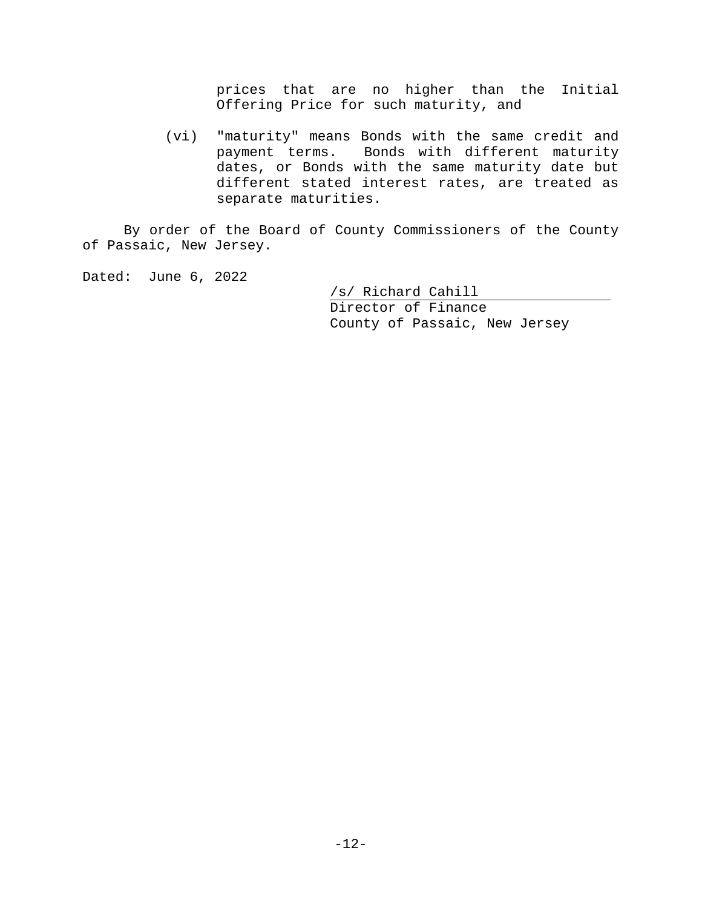prices that are no higher than the Initial Offering Price for such maturity, and

(vi) "maturity" means Bonds with the same credit and payment terms. Bonds with different maturity dates, or Bonds with the same maturity date but different stated interest rates, are treated as separate maturities.

By order of the Board of County Commissioners of the County of Passaic, New Jersey.

Dated: June 6, 2022

/s/ Richard Cahill
Director of Finance
County of Passaic, New Jersey